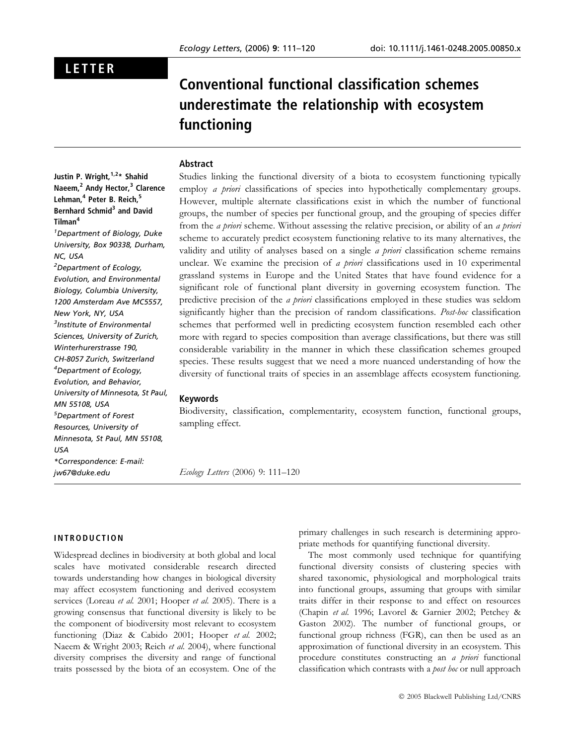LETTER

# Conventional functional classification schemes underestimate the relationship with ecosystem functioning

Justin P. Wright,[1,2]* Shahid Naeem,[2] Andy Hector,[3] Clarence Lehman,[4] Peter B. Reich,[5] Bernhard Schmid[3] and David Tilman[4]

[1]Department of Biology, Duke University, Box 90338, Durham, NC, USA

[2]Department of Ecology, Evolution, and Environmental Biology, Columbia University, 1200 Amsterdam Ave MC5557, New York, NY, USA

[3]Institute of Environmental Sciences, University of Zurich, Winterhurerstrasse 190, CH-8057 Zurich, Switzerland

[4]Department of Ecology, Evolution, and Behavior, University of Minnesota, St Paul, MN 55108, USA

[5]Department of Forest Resources, University of Minnesota, St Paul, MN 55108, USA

*Correspondence: E-mail: jw67@duke.edu

## Abstract

Studies linking the functional diversity of a biota to ecosystem functioning typically employ *a priori* classifications of species into hypothetically complementary groups. However, multiple alternate classifications exist in which the number of functional groups, the number of species per functional group, and the grouping of species differ from the *a priori* scheme. Without assessing the relative precision, or ability of an *a priori* scheme to accurately predict ecosystem functioning relative to its many alternatives, the validity and utility of analyses based on a single *a priori* classification scheme remains unclear. We examine the precision of *a priori* classifications used in 10 experimental grassland systems in Europe and the United States that have found evidence for a significant role of functional plant diversity in governing ecosystem function. The predictive precision of the *a priori* classifications employed in these studies was seldom significantly higher than the precision of random classifications. *Post-hoc* classification schemes that performed well in predicting ecosystem function resembled each other more with regard to species composition than average classifications, but there was still considerable variability in the manner in which these classification schemes grouped species. These results suggest that we need a more nuanced understanding of how the diversity of functional traits of species in an assemblage affects ecosystem functioning.

## Keywords

Biodiversity, classification, complementarity, ecosystem function, functional groups, sampling effect.

## INTRODUCTION

Widespread declines in biodiversity at both global and local scales have motivated considerable research directed towards understanding how changes in biological diversity may affect ecosystem functioning and derived ecosystem services (Loreau *et al.* 2001; Hooper *et al.* 2005). There is a growing consensus that functional diversity is likely to be the component of biodiversity most relevant to ecosystem functioning (Diaz & Cabido 2001; Hooper *et al.* 2002; Naeem & Wright 2003; Reich *et al.* 2004), where functional diversity comprises the diversity and range of functional traits possessed by the biota of an ecosystem. One of the primary challenges in such research is determining appropriate methods for quantifying functional diversity.

The most commonly used technique for quantifying functional diversity consists of clustering species with shared taxonomic, physiological and morphological traits into functional groups, assuming that groups with similar traits differ in their response to and effect on resources (Chapin *et al.* 1996; Lavorel & Garnier 2002; Petchey & Gaston 2002). The number of functional groups, or functional group richness (FGR), can then be used as an approximation of functional diversity in an ecosystem. This procedure constitutes constructing an *a priori* functional classification which contrasts with a *post hoc* or null approach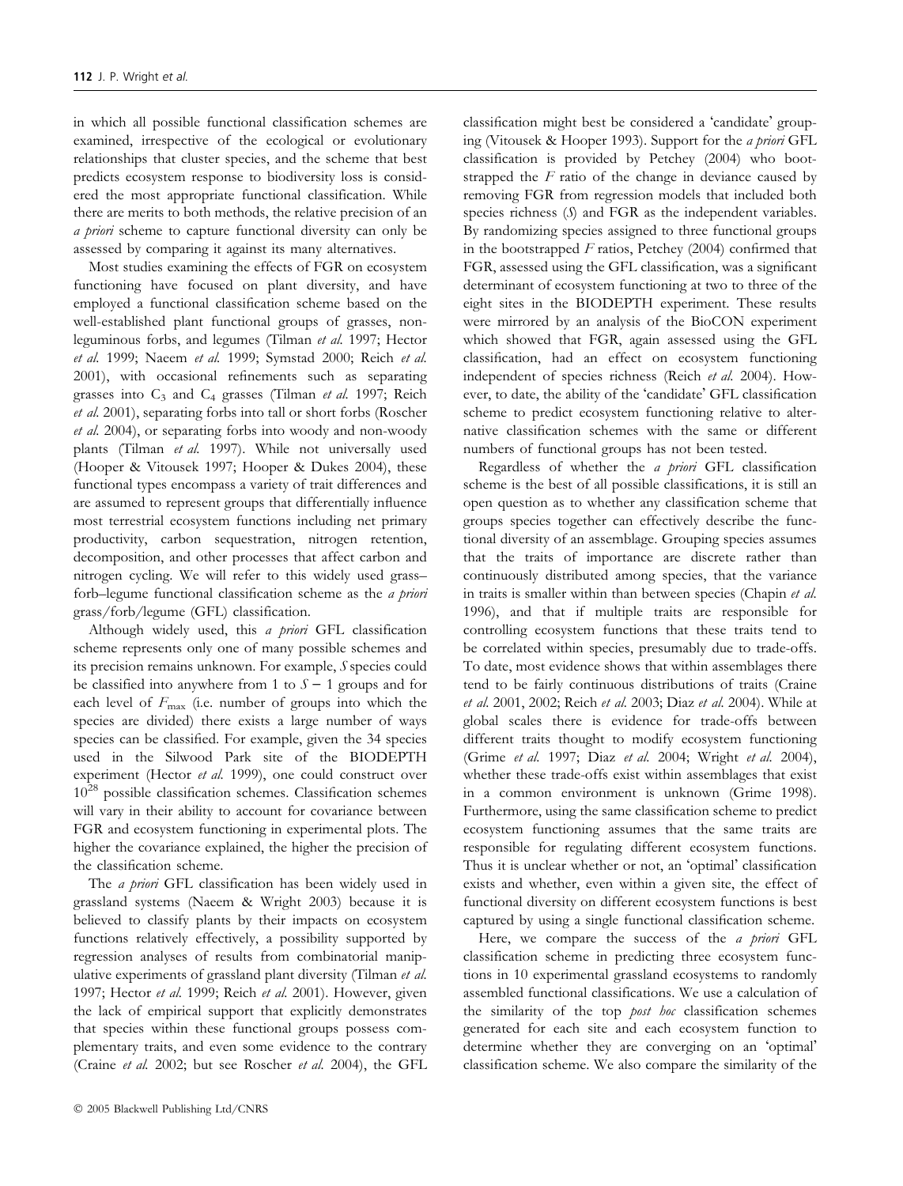in which all possible functional classification schemes are examined, irrespective of the ecological or evolutionary relationships that cluster species, and the scheme that best predicts ecosystem response to biodiversity loss is considered the most appropriate functional classification. While there are merits to both methods, the relative precision of an *a priori* scheme to capture functional diversity can only be assessed by comparing it against its many alternatives.

Most studies examining the effects of FGR on ecosystem functioning have focused on plant diversity, and have employed a functional classification scheme based on the well-established plant functional groups of grasses, non-leguminous forbs, and legumes (Tilman *et al.* 1997; Hector *et al.* 1999; Naeem *et al.* 1999; Symstad 2000; Reich *et al.* 2001), with occasional refinements such as separating grasses into $C_3$ and $C_4$ grasses (Tilman *et al.* 1997; Reich *et al.* 2001), separating forbs into tall or short forbs (Roscher *et al.* 2004), or separating forbs into woody and non-woody plants (Tilman *et al.* 1997). While not universally used (Hooper & Vitousek 1997; Hooper & Dukes 2004), these functional types encompass a variety of trait differences and are assumed to represent groups that differentially influence most terrestrial ecosystem functions including net primary productivity, carbon sequestration, nitrogen retention, decomposition, and other processes that affect carbon and nitrogen cycling. We will refer to this widely used grass–forb–legume functional classification scheme as the *a priori* grass/forb/legume (GFL) classification.

Although widely used, this *a priori* GFL classification scheme represents only one of many possible schemes and its precision remains unknown. For example, $S$ species could be classified into anywhere from 1 to $S - 1$ groups and for each level of $F_{max}$ (i.e. number of groups into which the species are divided) there exists a large number of ways species can be classified. For example, given the 34 species used in the Silwood Park site of the BIODEPTH experiment (Hector *et al.* 1999), one could construct over $10^{28}$ possible classification schemes. Classification schemes will vary in their ability to account for covariance between FGR and ecosystem functioning in experimental plots. The higher the covariance explained, the higher the precision of the classification scheme.

The *a priori* GFL classification has been widely used in grassland systems (Naeem & Wright 2003) because it is believed to classify plants by their impacts on ecosystem functions relatively effectively, a possibility supported by regression analyses of results from combinatorial manipulative experiments of grassland plant diversity (Tilman *et al.* 1997; Hector *et al.* 1999; Reich *et al.* 2001). However, given the lack of empirical support that explicitly demonstrates that species within these functional groups possess complementary traits, and even some evidence to the contrary (Craine *et al.* 2002; but see Roscher *et al.* 2004), the GFL classification might best be considered a 'candidate' grouping (Vitousek & Hooper 1993). Support for the *a priori* GFL classification is provided by Petchey (2004) who bootstrapped the $F$ ratio of the change in deviance caused by removing FGR from regression models that included both species richness ($S$) and FGR as the independent variables. By randomizing species assigned to three functional groups in the bootstrapped $F$ ratios, Petchey (2004) confirmed that FGR, assessed using the GFL classification, was a significant determinant of ecosystem functioning at two to three of the eight sites in the BIODEPTH experiment. These results were mirrored by an analysis of the BioCON experiment which showed that FGR, again assessed using the GFL classification, had an effect on ecosystem functioning independent of species richness (Reich *et al.* 2004). However, to date, the ability of the 'candidate' GFL classification scheme to predict ecosystem functioning relative to alternative classification schemes with the same or different numbers of functional groups has not been tested.

Regardless of whether the *a priori* GFL classification scheme is the best of all possible classifications, it is still an open question as to whether any classification scheme that groups species together can effectively describe the functional diversity of an assemblage. Grouping species assumes that the traits of importance are discrete rather than continuously distributed among species, that the variance in traits is smaller within than between species (Chapin *et al.* 1996), and that if multiple traits are responsible for controlling ecosystem functions that these traits tend to be correlated within species, presumably due to trade-offs. To date, most evidence shows that within assemblages there tend to be fairly continuous distributions of traits (Craine *et al.* 2001, 2002; Reich *et al.* 2003; Diaz *et al.* 2004). While at global scales there is evidence for trade-offs between different traits thought to modify ecosystem functioning (Grime *et al.* 1997; Diaz *et al.* 2004; Wright *et al.* 2004), whether these trade-offs exist within assemblages that exist in a common environment is unknown (Grime 1998). Furthermore, using the same classification scheme to predict ecosystem functioning assumes that the same traits are responsible for regulating different ecosystem functions. Thus it is unclear whether or not, an 'optimal' classification exists and whether, even within a given site, the effect of functional diversity on different ecosystem functions is best captured by using a single functional classification scheme.

Here, we compare the success of the *a priori* GFL classification scheme in predicting three ecosystem functions in 10 experimental grassland ecosystems to randomly assembled functional classifications. We use a calculation of the similarity of the top *post hoc* classification schemes generated for each site and each ecosystem function to determine whether they are converging on an 'optimal' classification scheme. We also compare the similarity of the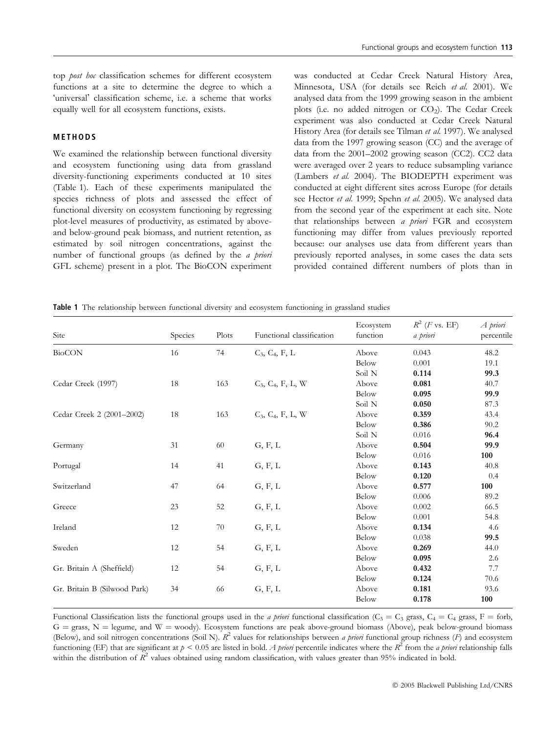top *post hoc* classification schemes for different ecosystem functions at a site to determine the degree to which a 'universal' classification scheme, i.e. a scheme that works equally well for all ecosystem functions, exists.

## METHODS

We examined the relationship between functional diversity and ecosystem functioning using data from grassland diversity-functioning experiments conducted at 10 sites (Table 1). Each of these experiments manipulated the species richness of plots and assessed the effect of functional diversity on ecosystem functioning by regressing plot-level measures of productivity, as estimated by above- and below-ground peak biomass, and nutrient retention, as estimated by soil nitrogen concentrations, against the number of functional groups (as defined by the *a priori* GFL scheme) present in a plot. The BioCON experiment was conducted at Cedar Creek Natural History Area, Minnesota, USA (for details see Reich *et al.* 2001). We analysed data from the 1999 growing season in the ambient plots (i.e. no added nitrogen or $CO_2$). The Cedar Creek experiment was also conducted at Cedar Creek Natural History Area (for details see Tilman *et al.* 1997). We analysed data from the 1997 growing season (CC) and the average of data from the 2001–2002 growing season (CC2). CC2 data were averaged over 2 years to reduce subsampling variance (Lambers *et al.* 2004). The BIODEPTH experiment was conducted at eight different sites across Europe (for details see Hector *et al.* 1999; Spehn *et al.* 2005). We analysed data from the second year of the experiment at each site. Note that relationships between *a priori* FGR and ecosystem functioning may differ from values previously reported because: our analyses use data from different years than previously reported analyses, in some cases the data sets provided contained different numbers of plots than in

**Table 1** The relationship between functional diversity and ecosystem functioning in grassland studies

| Site | Species | Plots | Functional classification | Ecosystem function | $R^2$ ($F$ vs. EF) *a priori* | *A priori* percentile |
|---|---|---|---|---|---|---|
| BioCON | 16 | 74 | $C_3$, $C_4$, F, L | Above | 0.043 | 48.2 |
| | | | | Below | 0.001 | 19.1 |
| | | | | Soil N | **0.114** | **99.3** |
| Cedar Creek (1997) | 18 | 163 | $C_3$, $C_4$, F, L, W | Above | **0.081** | 40.7 |
| | | | | Below | **0.095** | **99.9** |
| | | | | Soil N | **0.050** | 87.3 |
| Cedar Creek 2 (2001–2002) | 18 | 163 | $C_3$, $C_4$, F, L, W | Above | **0.359** | 43.4 |
| | | | | Below | **0.386** | 90.2 |
| | | | | Soil N | 0.016 | **96.4** |
| Germany | 31 | 60 | G, F, L | Above | **0.504** | **99.9** |
| | | | | Below | 0.016 | **100** |
| Portugal | 14 | 41 | G, F, L | Above | **0.143** | 40.8 |
| | | | | Below | **0.120** | 0.4 |
| Switzerland | 47 | 64 | G, F, L | Above | **0.577** | **100** |
| | | | | Below | 0.006 | 89.2 |
| Greece | 23 | 52 | G, F, L | Above | 0.002 | 66.5 |
| | | | | Below | 0.001 | 54.8 |
| Ireland | 12 | 70 | G, F, L | Above | **0.134** | 4.6 |
| | | | | Below | 0.038 | **99.5** |
| Sweden | 12 | 54 | G, F, L | Above | **0.269** | 44.0 |
| | | | | Below | **0.095** | 2.6 |
| Gr. Britain A (Sheffield) | 12 | 54 | G, F, L | Above | **0.432** | 7.7 |
| | | | | Below | **0.124** | 70.6 |
| Gr. Britain B (Silwood Park) | 34 | 66 | G, F, L | Above | **0.181** | 93.6 |
| | | | | Below | **0.178** | **100** |

Functional Classification lists the functional groups used in the *a priori* functional classification ($C_3$ = $C_3$ grass, $C_4$ = $C_4$ grass, F = forb, G = grass, N = legume, and W = woody). Ecosystem functions are peak above-ground biomass (Above), peak below-ground biomass (Below), and soil nitrogen concentrations (Soil N). $R^2$ values for relationships between *a priori* functional group richness ($F$) and ecosystem functioning (EF) that are significant at $p < 0.05$ are listed in bold. *A priori* percentile indicates where the $R^2$ from the *a priori* relationship falls within the distribution of $R^2$ values obtained using random classification, with values greater than 95% indicated in bold.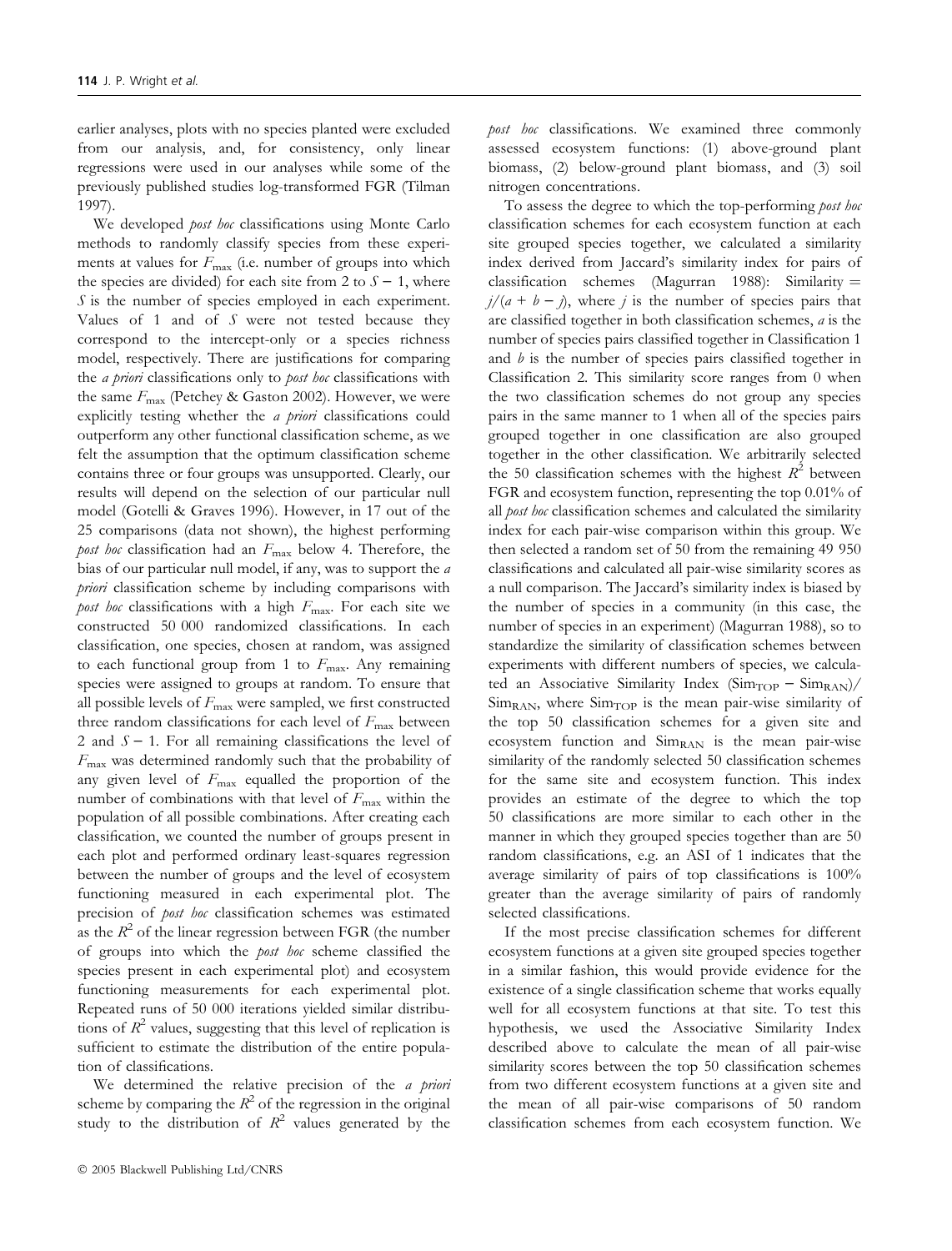earlier analyses, plots with no species planted were excluded from our analysis, and, for consistency, only linear regressions were used in our analyses while some of the previously published studies log-transformed FGR (Tilman 1997).

We developed *post hoc* classifications using Monte Carlo methods to randomly classify species from these experiments at values for $F_{max}$ (i.e. number of groups into which the species are divided) for each site from 2 to $S - 1$, where $S$ is the number of species employed in each experiment. Values of 1 and of $S$ were not tested because they correspond to the intercept-only or a species richness model, respectively. There are justifications for comparing the *a priori* classifications only to *post hoc* classifications with the same $F_{max}$ (Petchey & Gaston 2002). However, we were explicitly testing whether the *a priori* classifications could outperform any other functional classification scheme, as we felt the assumption that the optimum classification scheme contains three or four groups was unsupported. Clearly, our results will depend on the selection of our particular null model (Gotelli & Graves 1996). However, in 17 out of the 25 comparisons (data not shown), the highest performing *post hoc* classification had an $F_{max}$ below 4. Therefore, the bias of our particular null model, if any, was to support the *a priori* classification scheme by including comparisons with *post hoc* classifications with a high $F_{max}$. For each site we constructed 50 000 randomized classifications. In each classification, one species, chosen at random, was assigned to each functional group from 1 to $F_{max}$. Any remaining species were assigned to groups at random. To ensure that all possible levels of $F_{max}$ were sampled, we first constructed three random classifications for each level of $F_{max}$ between 2 and $S - 1$. For all remaining classifications the level of $F_{max}$ was determined randomly such that the probability of any given level of $F_{max}$ equalled the proportion of the number of combinations with that level of $F_{max}$ within the population of all possible combinations. After creating each classification, we counted the number of groups present in each plot and performed ordinary least-squares regression between the number of groups and the level of ecosystem functioning measured in each experimental plot. The precision of *post hoc* classification schemes was estimated as the $R^2$ of the linear regression between FGR (the number of groups into which the *post hoc* scheme classified the species present in each experimental plot) and ecosystem functioning measurements for each experimental plot. Repeated runs of 50 000 iterations yielded similar distributions of $R^2$ values, suggesting that this level of replication is sufficient to estimate the distribution of the entire population of classifications.

We determined the relative precision of the *a priori* scheme by comparing the $R^2$ of the regression in the original study to the distribution of $R^2$ values generated by the *post hoc* classifications. We examined three commonly assessed ecosystem functions: (1) above-ground plant biomass, (2) below-ground plant biomass, and (3) soil nitrogen concentrations.

To assess the degree to which the top-performing *post hoc* classification schemes for each ecosystem function at each site grouped species together, we calculated a similarity index derived from Jaccard's similarity index for pairs of classification schemes (Magurran 1988): Similarity = $j/(a + b - j)$, where $j$ is the number of species pairs that are classified together in both classification schemes, $a$ is the number of species pairs classified together in Classification 1 and $b$ is the number of species pairs classified together in Classification 2. This similarity score ranges from 0 when the two classification schemes do not group any species pairs in the same manner to 1 when all of the species pairs grouped together in one classification are also grouped together in the other classification. We arbitrarily selected the 50 classification schemes with the highest $R^2$ between FGR and ecosystem function, representing the top 0.01% of all *post hoc* classification schemes and calculated the similarity index for each pair-wise comparison within this group. We then selected a random set of 50 from the remaining 49 950 classifications and calculated all pair-wise similarity scores as a null comparison. The Jaccard's similarity index is biased by the number of species in a community (in this case, the number of species in an experiment) (Magurran 1988), so to standardize the similarity of classification schemes between experiments with different numbers of species, we calculated an Associative Similarity Index $(\mathrm{Sim_{TOP}} - \mathrm{Sim_{RAN}})/\mathrm{Sim_{RAN}}$, where $\mathrm{Sim_{TOP}}$ is the mean pair-wise similarity of the top 50 classification schemes for a given site and ecosystem function and $\mathrm{Sim_{RAN}}$ is the mean pair-wise similarity of the randomly selected 50 classification schemes for the same site and ecosystem function. This index provides an estimate of the degree to which the top 50 classifications are more similar to each other in the manner in which they grouped species together than are 50 random classifications, e.g. an ASI of 1 indicates that the average similarity of pairs of top classifications is 100% greater than the average similarity of pairs of randomly selected classifications.

If the most precise classification schemes for different ecosystem functions at a given site grouped species together in a similar fashion, this would provide evidence for the existence of a single classification scheme that works equally well for all ecosystem functions at that site. To test this hypothesis, we used the Associative Similarity Index described above to calculate the mean of all pair-wise similarity scores between the top 50 classification schemes from two different ecosystem functions at a given site and the mean of all pair-wise comparisons of 50 random classification schemes from each ecosystem function. We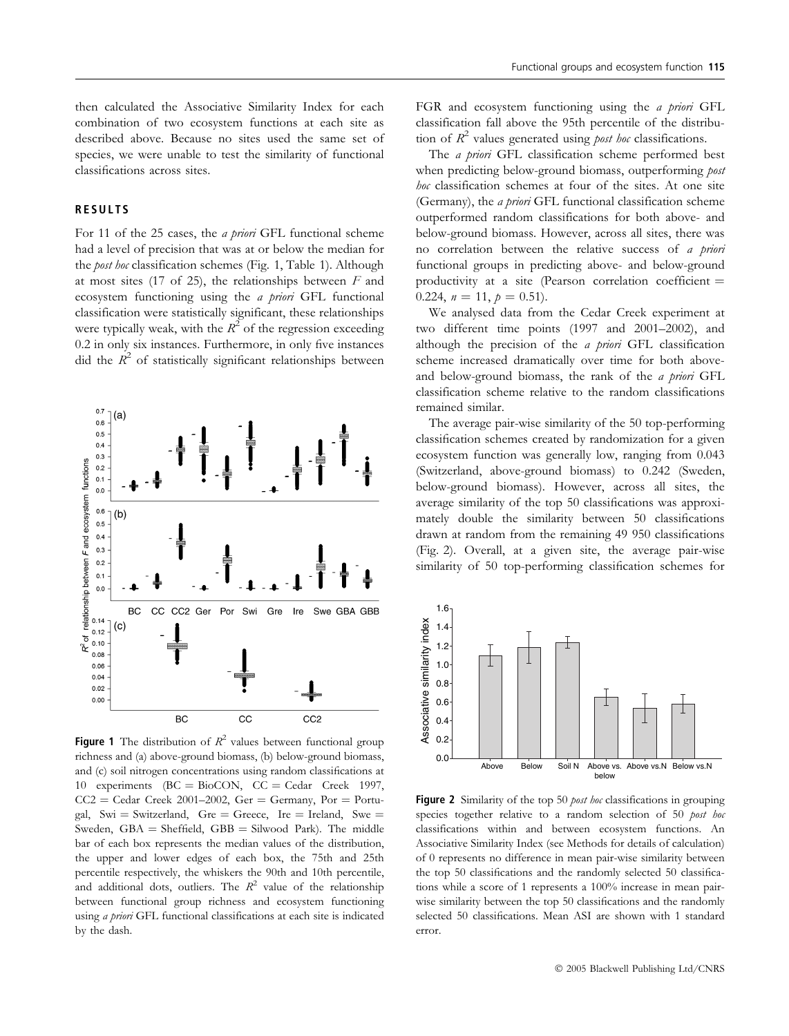then calculated the Associative Similarity Index for each combination of two ecosystem functions at each site as described above. Because no sites used the same set of species, we were unable to test the similarity of functional classifications across sites.

## RESULTS

For 11 of the 25 cases, the *a priori* GFL functional scheme had a level of precision that was at or below the median for the *post hoc* classification schemes (Fig. 1, Table 1). Although at most sites (17 of 25), the relationships between $F$ and ecosystem functioning using the *a priori* GFL functional classification were statistically significant, these relationships were typically weak, with the $R^2$ of the regression exceeding 0.2 in only six instances. Furthermore, in only five instances did the $R^2$ of statistically significant relationships between FGR and ecosystem functioning using the *a priori* GFL classification fall above the 95th percentile of the distribution of $R^2$ values generated using *post hoc* classifications.

**Figure 1** The distribution of $R^2$ values between functional group richness and (a) above-ground biomass, (b) below-ground biomass, and (c) soil nitrogen concentrations using random classifications at 10 experiments (BC = BioCON, CC = Cedar Creek 1997, CC2 = Cedar Creek 2001–2002, Ger = Germany, Por = Portugal, Swi = Switzerland, Gre = Greece, Ire = Ireland, Swe = Sweden, GBA = Sheffield, GBB = Silwood Park). The middle bar of each box represents the median values of the distribution, the upper and lower edges of each box, the 75th and 25th percentile respectively, the whiskers the 90th and 10th percentile, and additional dots, outliers. The $R^2$ value of the relationship between functional group richness and ecosystem functioning using *a priori* GFL functional classifications at each site is indicated by the dash.

The *a priori* GFL classification scheme performed best when predicting below-ground biomass, outperforming *post hoc* classification schemes at four of the sites. At one site (Germany), the *a priori* GFL functional classification scheme outperformed random classifications for both above- and below-ground biomass. However, across all sites, there was no correlation between the relative success of *a priori* functional groups in predicting above- and below-ground productivity at a site (Pearson correlation coefficient = 0.224, $n = 11$, $p = 0.51$).

We analysed data from the Cedar Creek experiment at two different time points (1997 and 2001–2002), and although the precision of the *a priori* GFL classification scheme increased dramatically over time for both above- and below-ground biomass, the rank of the *a priori* GFL classification scheme relative to the random classifications remained similar.

The average pair-wise similarity of the 50 top-performing classification schemes created by randomization for a given ecosystem function was generally low, ranging from 0.043 (Switzerland, above-ground biomass) to 0.242 (Sweden, below-ground biomass). However, across all sites, the average similarity of the top 50 classifications was approximately double the similarity between 50 classifications drawn at random from the remaining 49 950 classifications (Fig. 2). Overall, at a given site, the average pair-wise similarity of 50 top-performing classification schemes for

**Figure 2** Similarity of the top 50 *post hoc* classifications in grouping species together relative to a random selection of 50 *post hoc* classifications within and between ecosystem functions. An Associative Similarity Index (see Methods for details of calculation) of 0 represents no difference in mean pair-wise similarity between the top 50 classifications and the randomly selected 50 classifications while a score of 1 represents a 100% increase in mean pair-wise similarity between the top 50 classifications and the randomly selected 50 classifications. Mean ASI are shown with 1 standard error.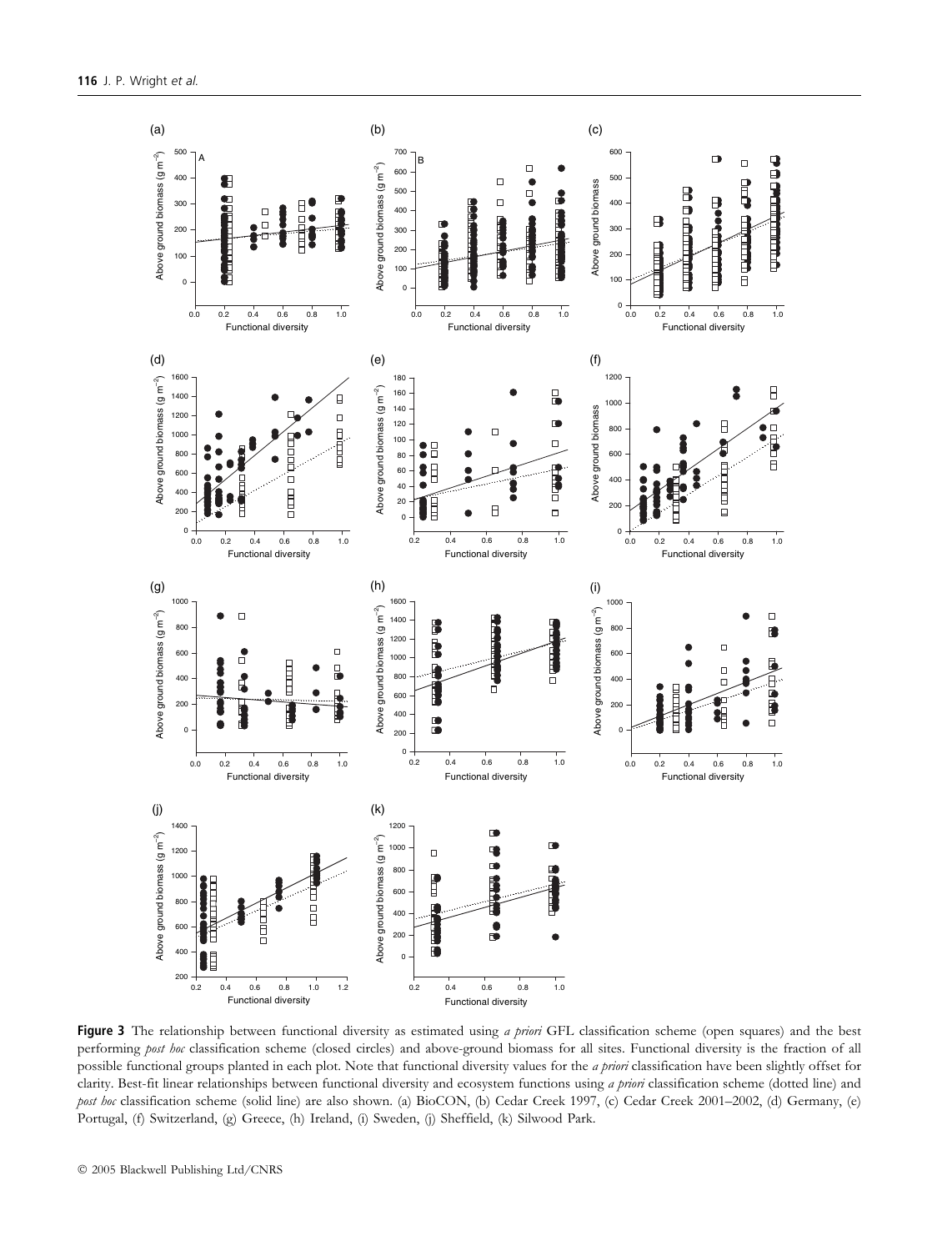**Figure 3** The relationship between functional diversity as estimated using *a priori* GFL classification scheme (open squares) and the best performing *post hoc* classification scheme (closed circles) and above-ground biomass for all sites. Functional diversity is the fraction of all possible functional groups planted in each plot. Note that functional diversity values for the *a priori* classification have been slightly offset for clarity. Best-fit linear relationships between functional diversity and ecosystem functions using *a priori* classification scheme (dotted line) and *post hoc* classification scheme (solid line) are also shown. (a) BioCON, (b) Cedar Creek 1997, (c) Cedar Creek 2001–2002, (d) Germany, (e) Portugal, (f) Switzerland, (g) Greece, (h) Ireland, (i) Sweden, (j) Sheffield, (k) Silwood Park.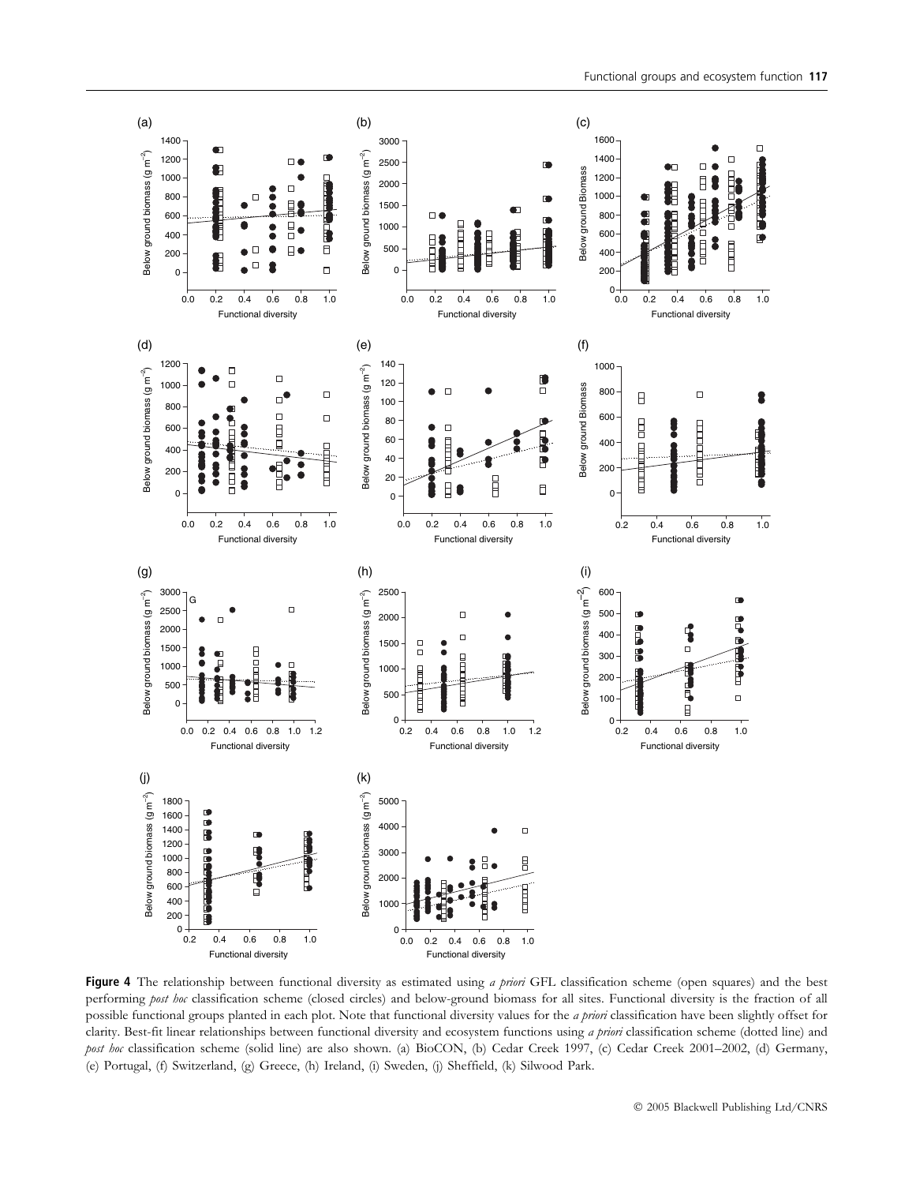**Figure 4** The relationship between functional diversity as estimated using *a priori* GFL classification scheme (open squares) and the best performing *post hoc* classification scheme (closed circles) and below-ground biomass for all sites. Functional diversity is the fraction of all possible functional groups planted in each plot. Note that functional diversity values for the *a priori* classification have been slightly offset for clarity. Best-fit linear relationships between functional diversity and ecosystem functions using *a priori* classification scheme (dotted line) and *post hoc* classification scheme (solid line) are also shown. (a) BioCON, (b) Cedar Creek 1997, (c) Cedar Creek 2001–2002, (d) Germany, (e) Portugal, (f) Switzerland, (g) Greece, (h) Ireland, (i) Sweden, (j) Sheffield, (k) Silwood Park.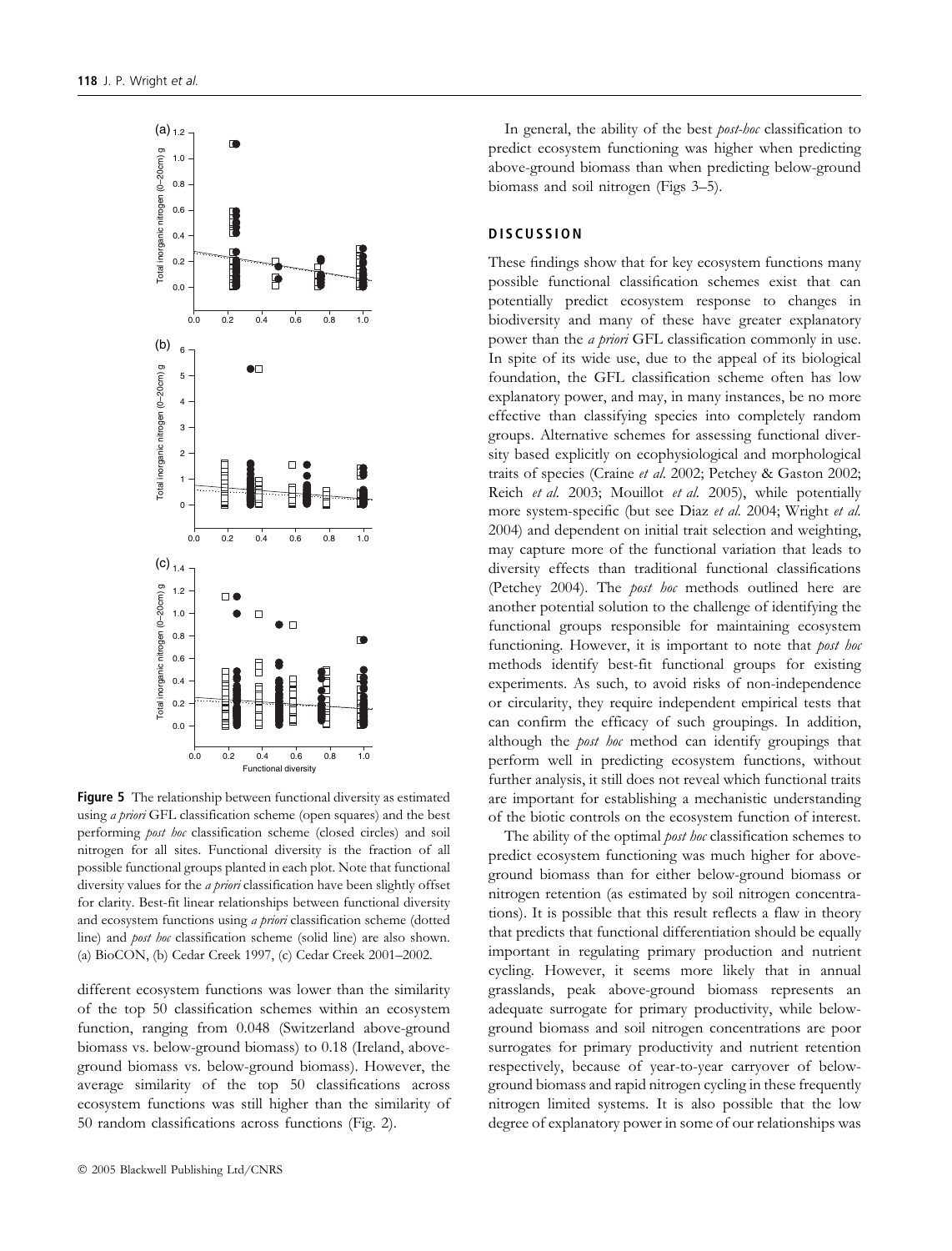**Figure 5** The relationship between functional diversity as estimated using *a priori* GFL classification scheme (open squares) and the best performing *post hoc* classification scheme (closed circles) and soil nitrogen for all sites. Functional diversity is the fraction of all possible functional groups planted in each plot. Note that functional diversity values for the *a priori* classification have been slightly offset for clarity. Best-fit linear relationships between functional diversity and ecosystem functions using *a priori* classification scheme (dotted line) and *post hoc* classification scheme (solid line) are also shown. (a) BioCON, (b) Cedar Creek 1997, (c) Cedar Creek 2001–2002.

different ecosystem functions was lower than the similarity of the top 50 classification schemes within an ecosystem function, ranging from 0.048 (Switzerland above-ground biomass vs. below-ground biomass) to 0.18 (Ireland, above-ground biomass vs. below-ground biomass). However, the average similarity of the top 50 classifications across ecosystem functions was still higher than the similarity of 50 random classifications across functions (Fig. 2).

In general, the ability of the best *post-hoc* classification to predict ecosystem functioning was higher when predicting above-ground biomass than when predicting below-ground biomass and soil nitrogen (Figs 3–5).

## DISCUSSION

These findings show that for key ecosystem functions many possible functional classification schemes exist that can potentially predict ecosystem response to changes in biodiversity and many of these have greater explanatory power than the *a priori* GFL classification commonly in use. In spite of its wide use, due to the appeal of its biological foundation, the GFL classification scheme often has low explanatory power, and may, in many instances, be no more effective than classifying species into completely random groups. Alternative schemes for assessing functional diversity based explicitly on ecophysiological and morphological traits of species (Craine *et al.* 2002; Petchey & Gaston 2002; Reich *et al.* 2003; Mouillot *et al.* 2005), while potentially more system-specific (but see Diaz *et al.* 2004; Wright *et al.* 2004) and dependent on initial trait selection and weighting, may capture more of the functional variation that leads to diversity effects than traditional functional classifications (Petchey 2004). The *post hoc* methods outlined here are another potential solution to the challenge of identifying the functional groups responsible for maintaining ecosystem functioning. However, it is important to note that *post hoc* methods identify best-fit functional groups for existing experiments. As such, to avoid risks of non-independence or circularity, they require independent empirical tests that can confirm the efficacy of such groupings. In addition, although the *post hoc* method can identify groupings that perform well in predicting ecosystem functions, without further analysis, it still does not reveal which functional traits are important for establishing a mechanistic understanding of the biotic controls on the ecosystem function of interest.

The ability of the optimal *post hoc* classification schemes to predict ecosystem functioning was much higher for above-ground biomass than for either below-ground biomass or nitrogen retention (as estimated by soil nitrogen concentrations). It is possible that this result reflects a flaw in theory that predicts that functional differentiation should be equally important in regulating primary production and nutrient cycling. However, it seems more likely that in annual grasslands, peak above-ground biomass represents an adequate surrogate for primary productivity, while below-ground biomass and soil nitrogen concentrations are poor surrogates for primary productivity and nutrient retention respectively, because of year-to-year carryover of below-ground biomass and rapid nitrogen cycling in these frequently nitrogen limited systems. It is also possible that the low degree of explanatory power in some of our relationships was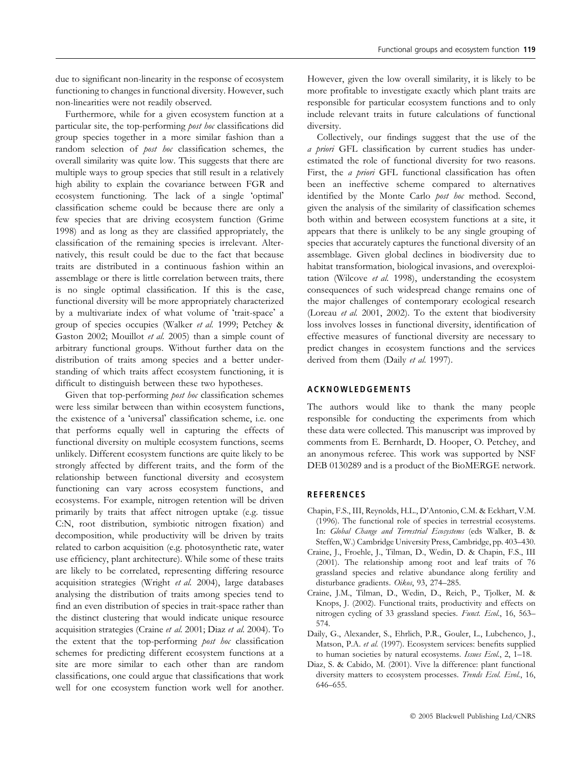due to significant non-linearity in the response of ecosystem functioning to changes in functional diversity. However, such non-linearities were not readily observed.

Furthermore, while for a given ecosystem function at a particular site, the top-performing *post hoc* classifications did group species together in a more similar fashion than a random selection of *post hoc* classification schemes, the overall similarity was quite low. This suggests that there are multiple ways to group species that still result in a relatively high ability to explain the covariance between FGR and ecosystem functioning. The lack of a single 'optimal' classification scheme could be because there are only a few species that are driving ecosystem function (Grime 1998) and as long as they are classified appropriately, the classification of the remaining species is irrelevant. Alternatively, this result could be due to the fact that because traits are distributed in a continuous fashion within an assemblage or there is little correlation between traits, there is no single optimal classification. If this is the case, functional diversity will be more appropriately characterized by a multivariate index of what volume of 'trait-space' a group of species occupies (Walker *et al.* 1999; Petchey & Gaston 2002; Mouillot *et al.* 2005) than a simple count of arbitrary functional groups. Without further data on the distribution of traits among species and a better understanding of which traits affect ecosystem functioning, it is difficult to distinguish between these two hypotheses.

Given that top-performing *post hoc* classification schemes were less similar between than within ecosystem functions, the existence of a 'universal' classification scheme, i.e. one that performs equally well in capturing the effects of functional diversity on multiple ecosystem functions, seems unlikely. Different ecosystem functions are quite likely to be strongly affected by different traits, and the form of the relationship between functional diversity and ecosystem functioning can vary across ecosystem functions, and ecosystems. For example, nitrogen retention will be driven primarily by traits that affect nitrogen uptake (e.g. tissue C:N, root distribution, symbiotic nitrogen fixation) and decomposition, while productivity will be driven by traits related to carbon acquisition (e.g. photosynthetic rate, water use efficiency, plant architecture). While some of these traits are likely to be correlated, representing differing resource acquisition strategies (Wright *et al.* 2004), large databases analysing the distribution of traits among species tend to find an even distribution of species in trait-space rather than the distinct clustering that would indicate unique resource acquisition strategies (Craine *et al.* 2001; Diaz *et al.* 2004). To the extent that the top-performing *post hoc* classification schemes for predicting different ecosystem functions at a site are more similar to each other than are random classifications, one could argue that classifications that work well for one ecosystem function work well for another. However, given the low overall similarity, it is likely to be more profitable to investigate exactly which plant traits are responsible for particular ecosystem functions and to only include relevant traits in future calculations of functional diversity.

Collectively, our findings suggest that the use of the *a priori* GFL classification by current studies has underestimated the role of functional diversity for two reasons. First, the *a priori* GFL functional classification has often been an ineffective scheme compared to alternatives identified by the Monte Carlo *post hoc* method. Second, given the analysis of the similarity of classification schemes both within and between ecosystem functions at a site, it appears that there is unlikely to be any single grouping of species that accurately captures the functional diversity of an assemblage. Given global declines in biodiversity due to habitat transformation, biological invasions, and overexploitation (Wilcove *et al.* 1998), understanding the ecosystem consequences of such widespread change remains one of the major challenges of contemporary ecological research (Loreau *et al.* 2001, 2002). To the extent that biodiversity loss involves losses in functional diversity, identification of effective measures of functional diversity are necessary to predict changes in ecosystem functions and the services derived from them (Daily *et al.* 1997).

## ACKNOWLEDGEMENTS

The authors would like to thank the many people responsible for conducting the experiments from which these data were collected. This manuscript was improved by comments from E. Bernhardt, D. Hooper, O. Petchey, and an anonymous referee. This work was supported by NSF DEB 0130289 and is a product of the BioMERGE network.

## REFERENCES

Chapin, F.S., III, Reynolds, H.L., D'Antonio, C.M. & Eckhart, V.M. (1996). The functional role of species in terrestrial ecosystems. In: *Global Change and Terrestrial Ecosystems* (eds Walker, B. & Steffen, W.) Cambridge University Press, Cambridge, pp. 403–430.

Craine, J., Froehle, J., Tilman, D., Wedin, D. & Chapin, F.S., III (2001). The relationship among root and leaf traits of 76 grassland species and relative abundance along fertility and disturbance gradients. *Oikos*, 93, 274–285.

Craine, J.M., Tilman, D., Wedin, D., Reich, P., Tjolker, M. & Knops, J. (2002). Functional traits, productivity and effects on nitrogen cycling of 33 grassland species. *Funct. Ecol.*, 16, 563–574.

Daily, G., Alexander, S., Ehrlich, P.R., Gouler, L., Lubchenco, J., Matson, P.A. *et al.* (1997). Ecosystem services: benefits supplied to human societies by natural ecosystems. *Issues Ecol.*, 2, 1–18.

Diaz, S. & Cabido, M. (2001). Vive la difference: plant functional diversity matters to ecosystem processes. *Trends Ecol. Evol.*, 16, 646–655.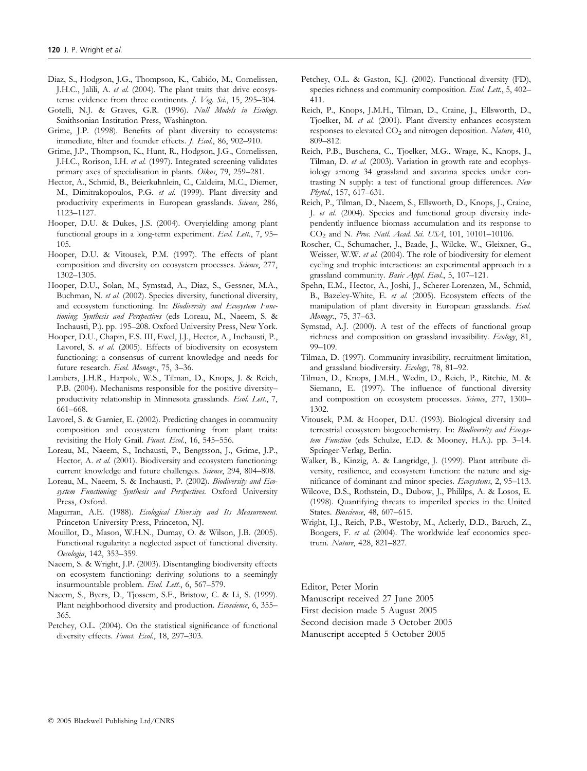Diaz, S., Hodgson, J.G., Thompson, K., Cabido, M., Cornelissen, J.H.C., Jalili, A. *et al.* (2004). The plant traits that drive ecosystems: evidence from three continents. *J. Veg. Sci.*, 15, 295–304.

Gotelli, N.J. & Graves, G.R. (1996). *Null Models in Ecology*. Smithsonian Institution Press, Washington.

Grime, J.P. (1998). Benefits of plant diversity to ecosystems: immediate, filter and founder effects. *J. Ecol.*, 86, 902–910.

Grime, J.P., Thompson, K., Hunt, R., Hodgson, J.G., Cornelissen, J.H.C., Rorison, I.H. *et al.* (1997). Integrated screening validates primary axes of specialisation in plants. *Oikos*, 79, 259–281.

Hector, A., Schmid, B., Beierkuhnlein, C., Caldeira, M.C., Diemer, M., Dimitrakopoulos, P.G. *et al.* (1999). Plant diversity and productivity experiments in European grasslands. *Science*, 286, 1123–1127.

Hooper, D.U. & Dukes, J.S. (2004). Overyielding among plant functional groups in a long-term experiment. *Ecol. Lett.*, 7, 95–105.

Hooper, D.U. & Vitousek, P.M. (1997). The effects of plant composition and diversity on ecosystem processes. *Science*, 277, 1302–1305.

Hooper, D.U., Solan, M., Symstad, A., Diaz, S., Gessner, M.A., Buchman, N. *et al.* (2002). Species diversity, functional diversity, and ecosystem functioning. In: *Biodiversity and Ecosystem Functioning: Synthesis and Perspectives* (eds Loreau, M., Naeem, S. & Inchausti, P.). pp. 195–208. Oxford University Press, New York.

Hooper, D.U., Chapin, F.S. III, Ewel, J.J., Hector, A., Inchausti, P., Lavorel, S. *et al.* (2005). Effects of biodiversity on ecosystem functioning: a consensus of current knowledge and needs for future research. *Ecol. Monogr.*, 75, 3–36.

Lambers, J.H.R., Harpole, W.S., Tilman, D., Knops, J. & Reich, P.B. (2004). Mechanisms responsible for the positive diversity–productivity relationship in Minnesota grasslands. *Ecol. Lett.*, 7, 661–668.

Lavorel, S. & Garnier, E. (2002). Predicting changes in community composition and ecosystem functioning from plant traits: revisiting the Holy Grail. *Funct. Ecol.*, 16, 545–556.

Loreau, M., Naeem, S., Inchausti, P., Bengtsson, J., Grime, J.P., Hector, A. *et al.* (2001). Biodiversity and ecosystem functioning: current knowledge and future challenges. *Science*, 294, 804–808.

Loreau, M., Naeem, S. & Inchausti, P. (2002). *Biodiversity and Ecosystem Functioning: Synthesis and Perspectives*. Oxford University Press, Oxford.

Magurran, A.E. (1988). *Ecological Diversity and Its Measurement*. Princeton University Press, Princeton, NJ.

Mouillot, D., Mason, W.H.N., Dumay, O. & Wilson, J.B. (2005). Functional regularity: a neglected aspect of functional diversity. *Oecologia*, 142, 353–359.

Naeem, S. & Wright, J.P. (2003). Disentangling biodiversity effects on ecosystem functioning: deriving solutions to a seemingly insurmountable problem. *Ecol. Lett.*, 6, 567–579.

Naeem, S., Byers, D., Tjossem, S.F., Bristow, C. & Li, S. (1999). Plant neighborhood diversity and production. *Ecoscience*, 6, 355–365.

Petchey, O.L. (2004). On the statistical significance of functional diversity effects. *Funct. Ecol.*, 18, 297–303.

Petchey, O.L. & Gaston, K.J. (2002). Functional diversity (FD), species richness and community composition. *Ecol. Lett.*, 5, 402–411.

Reich, P., Knops, J.M.H., Tilman, D., Craine, J., Ellsworth, D., Tjoelker, M. *et al.* (2001). Plant diversity enhances ecosystem responses to elevated $CO_2$ and nitrogen deposition. *Nature*, 410, 809–812.

Reich, P.B., Buschena, C., Tjoelker, M.G., Wrage, K., Knops, J., Tilman, D. *et al.* (2003). Variation in growth rate and ecophysiology among 34 grassland and savanna species under contrasting N supply: a test of functional group differences. *New Phytol.*, 157, 617–631.

Reich, P., Tilman, D., Naeem, S., Ellsworth, D., Knops, J., Craine, J. *et al.* (2004). Species and functional group diversity independently influence biomass accumulation and its response to $CO_2$ and N. *Proc. Natl. Acad. Sci. USA*, 101, 10101–10106.

Roscher, C., Schumacher, J., Baade, J., Wilcke, W., Gleixner, G., Weisser, W.W. *et al.* (2004). The role of biodiversity for element cycling and trophic interactions: an experimental approach in a grassland community. *Basic Appl. Ecol.*, 5, 107–121.

Spehn, E.M., Hector, A., Joshi, J., Scherer-Lorenzen, M., Schmid, B., Bazeley-White, E. *et al.* (2005). Ecosystem effects of the manipulation of plant diversity in European grasslands. *Ecol. Monogr.*, 75, 37–63.

Symstad, A.J. (2000). A test of the effects of functional group richness and composition on grassland invasibility. *Ecology*, 81, 99–109.

Tilman, D. (1997). Community invasibility, recruitment limitation, and grassland biodiversity. *Ecology*, 78, 81–92.

Tilman, D., Knops, J.M.H., Wedin, D., Reich, P., Ritchie, M. & Siemann, E. (1997). The influence of functional diversity and composition on ecosystem processes. *Science*, 277, 1300–1302.

Vitousek, P.M. & Hooper, D.U. (1993). Biological diversity and terrestrial ecosystem biogeochemistry. In: *Biodiversity and Ecosystem Function* (eds Schulze, E.D. & Mooney, H.A.). pp. 3–14. Springer-Verlag, Berlin.

Walker, B., Kinzig, A. & Langridge, J. (1999). Plant attribute diversity, resilience, and ecosystem function: the nature and significance of dominant and minor species. *Ecosystems*, 2, 95–113.

Wilcove, D.S., Rothstein, D., Dubow, J., Phililps, A. & Losos, E. (1998). Quantifying threats to imperiled species in the United States. *Bioscience*, 48, 607–615.

Wright, I.J., Reich, P.B., Westoby, M., Ackerly, D.D., Baruch, Z., Bongers, F. *et al.* (2004). The worldwide leaf economics spectrum. *Nature*, 428, 821–827.

Editor, Peter Morin
Manuscript received 27 June 2005
First decision made 5 August 2005
Second decision made 3 October 2005
Manuscript accepted 5 October 2005